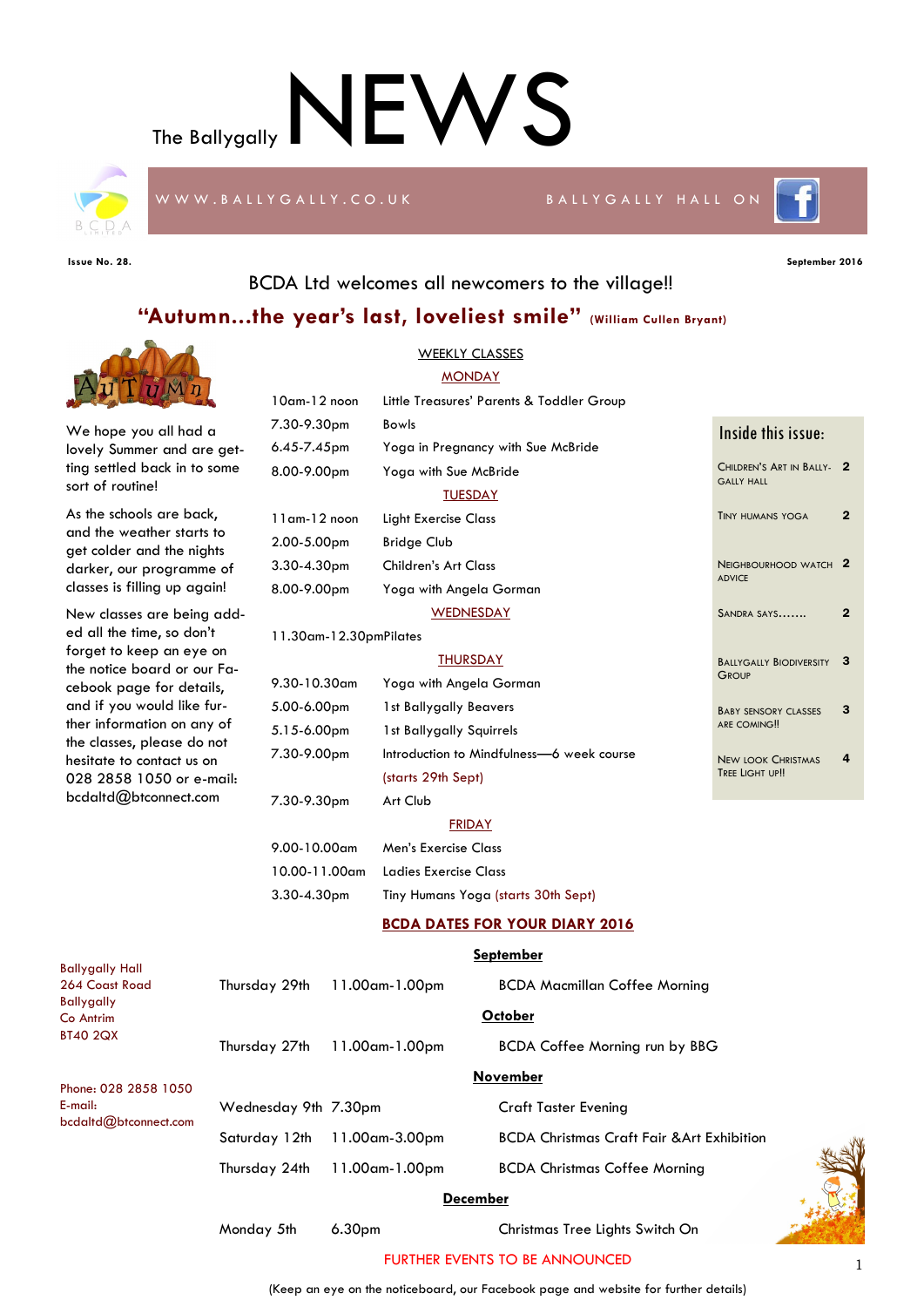# The Ballygally NEWS

WWW.BALLYGALLY.CO.UK — BALLYGALLY HALL ON Facebook

**Issue No. 28.** **September 2016**

BCDA Ltd welcomes all newcomers to the village!!

## "Autumn...the year's last, loveliest smile" (William Cullen Bryant)

We hope you all had a lovely Summer and are getting settled back in to some sort of routine!

As the schools are back, and the weather starts to get colder and the nights darker, our programme of classes is filling up again!

New classes are being added all the time, so don't forget to keep an eye on the notice board or our Facebook page for details, and if you would like further information on any of the classes, please do not hesitate to contact us on 028 2858 1050 or e-mail: bcdaltd@btconnect.com

### WEEKLY CLASSES

**MONDAY**

| | |
|---|---|
| 10am-12 noon | Little Treasures' Parents & Toddler Group |
| 7.30-9.30pm | Bowls |
| 6.45-7.45pm | Yoga in Pregnancy with Sue McBride |
| 8.00-9.00pm | Yoga with Sue McBride |

**TUESDAY**

| | |
|---|---|
| 11am-12 noon | Light Exercise Class |
| 2.00-5.00pm | Bridge Club |
| 3.30-4.30pm | Children's Art Class |
| 8.00-9.00pm | Yoga with Angela Gorman |

**WEDNESDAY**

| | |
|---|---|
| 11.30am-12.30pm | Pilates |

**THURSDAY**

| | |
|---|---|
| 9.30-10.30am | Yoga with Angela Gorman |
| 5.00-6.00pm | 1st Ballygally Beavers |
| 5.15-6.00pm | 1st Ballygally Squirrels |
| 7.30-9.00pm | Introduction to Mindfulness—6 week course (starts 29th Sept) |
| 7.30-9.30pm | Art Club |

**FRIDAY**

| | |
|---|---|
| 9.00-10.00am | Men's Exercise Class |
| 10.00-11.00am | Ladies Exercise Class |
| 3.30-4.30pm | Tiny Humans Yoga (starts 30th Sept) |

### Inside this issue:

- Children's Art in Ballygally Hall — 2
- Tiny humans yoga — 2
- Neighbourhood Watch advice — 2
- Sandra says……. — 2
- Ballygally Biodiversity Group — 3
- Baby sensory classes are coming!! — 3
- New look Christmas Tree Light up!! — 4

### BCDA DATES FOR YOUR DIARY 2016

**September**

| | | |
|---|---|---|
| Thursday 29th | 11.00am-1.00pm | BCDA Macmillan Coffee Morning |

**October**

| | | |
|---|---|---|
| Thursday 27th | 11.00am-1.00pm | BCDA Coffee Morning run by BBG |

**November**

| | | |
|---|---|---|
| Wednesday 9th | 7.30pm | Craft Taster Evening |
| Saturday 12th | 11.00am-3.00pm | BCDA Christmas Craft Fair &Art Exhibition |
| Thursday 24th | 11.00am-1.00pm | BCDA Christmas Coffee Morning |

**December**

| | | |
|---|---|---|
| Monday 5th | 6.30pm | Christmas Tree Lights Switch On |

FURTHER EVENTS TO BE ANNOUNCED

(Keep an eye on the noticeboard, our Facebook page and website for further details)

Ballygally Hall
264 Coast Road
Ballygally
Co Antrim
BT40 2QX

Phone: 028 2858 1050
E-mail: bcdaltd@btconnect.com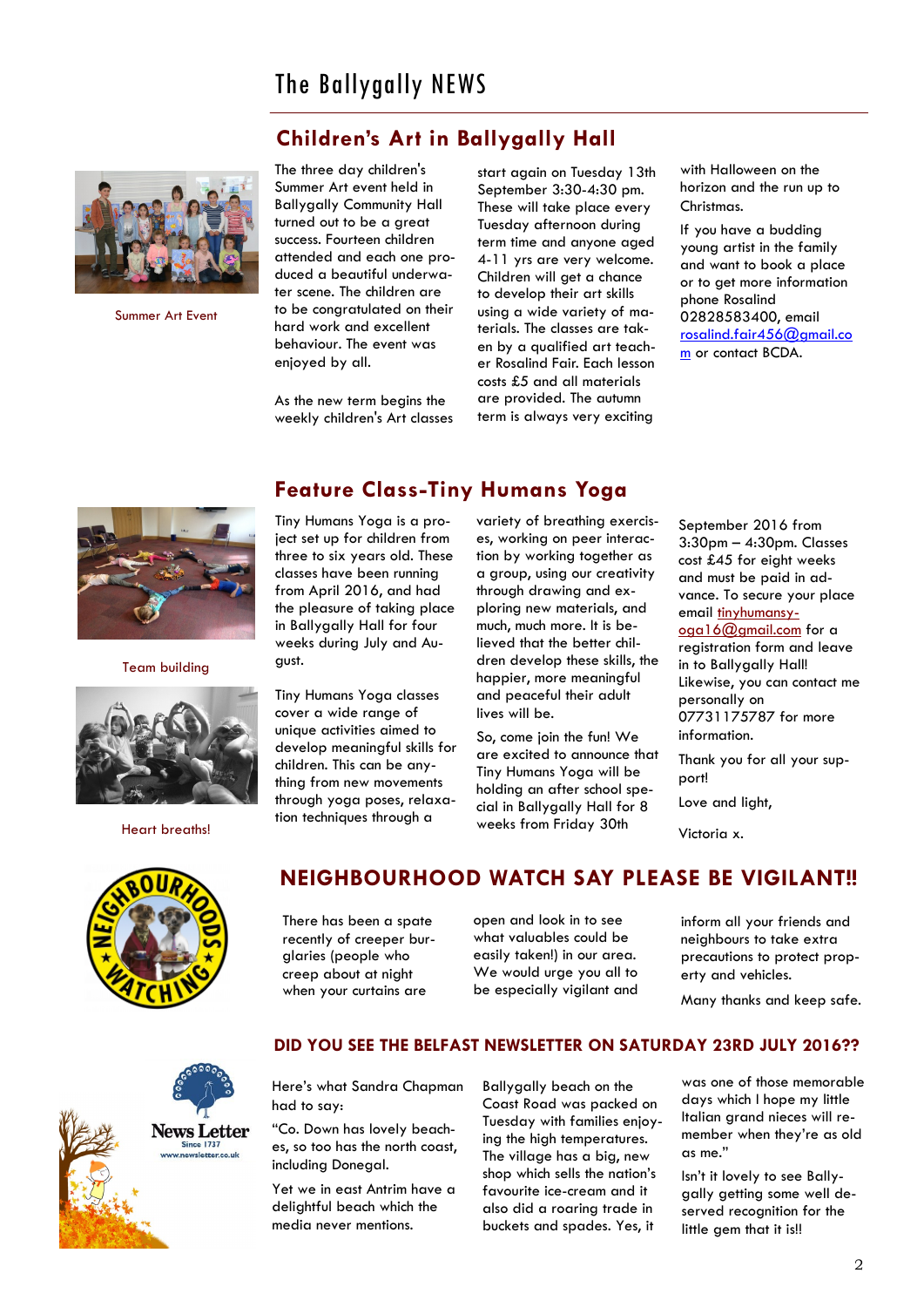## Children's Art in Ballygally Hall

Summer Art Event

The three day children's Summer Art event held in Ballygally Community Hall turned out to be a great success. Fourteen children attended and each one produced a beautiful underwater scene. The children are to be congratulated on their hard work and excellent behaviour. The event was enjoyed by all.

As the new term begins the weekly children's Art classes start again on Tuesday 13th September 3:30-4:30 pm. These will take place every Tuesday afternoon during term time and anyone aged 4-11 yrs are very welcome. Children will get a chance to develop their art skills using a wide variety of materials. The classes are taken by a qualified art teacher Rosalind Fair. Each lesson costs £5 and all materials are provided. The autumn term is always very exciting with Halloween on the horizon and the run up to Christmas.

If you have a budding young artist in the family and want to book a place or to get more information phone Rosalind 02828583400, email rosalind.fair456@gmail.com or contact BCDA.

## Feature Class-Tiny Humans Yoga

Team building

Heart breaths!

Tiny Humans Yoga is a project set up for children from three to six years old. These classes have been running from April 2016, and had the pleasure of taking place in Ballygally Hall for four weeks during July and August.

Tiny Humans Yoga classes cover a wide range of unique activities aimed to develop meaningful skills for children. This can be anything from new movements through yoga poses, relaxation techniques through a variety of breathing exercises, working on peer interaction by working together as a group, using our creativity through drawing and exploring new materials, and much, much more. It is believed that the better children develop these skills, the happier, more meaningful and peaceful their adult lives will be.

So, come join the fun! We are excited to announce that Tiny Humans Yoga will be holding an after school special in Ballygally Hall for 8 weeks from Friday 30th September 2016 from 3:30pm – 4:30pm. Classes cost £45 for eight weeks and must be paid in advance. To secure your place email tinyhumansyoga16@gmail.com for a registration form and leave in to Ballygally Hall! Likewise, you can contact me personally on 07731175787 for more information.

Thank you for all your support!

Love and light,

Victoria x.

## NEIGHBOURHOOD WATCH SAY PLEASE BE VIGILANT!!

There has been a spate recently of creeper burglaries (people who creep about at night when your curtains are open and look in to see what valuables could be easily taken!) in our area. We would urge you all to be especially vigilant and inform all your friends and neighbours to take extra precautions to protect property and vehicles.

Many thanks and keep safe.

### DID YOU SEE THE BELFAST NEWSLETTER ON SATURDAY 23RD JULY 2016??

Here's what Sandra Chapman had to say:

"Co. Down has lovely beaches, so too has the north coast, including Donegal.

Yet we in east Antrim have a delightful beach which the media never mentions.

Ballygally beach on the Coast Road was packed on Tuesday with families enjoying the high temperatures. The village has a big, new shop which sells the nation's favourite ice-cream and it also did a roaring trade in buckets and spades. Yes, it was one of those memorable days which I hope my little Italian grand nieces will remember when they're as old as me."

Isn't it lovely to see Ballygally getting some well deserved recognition for the little gem that it is!!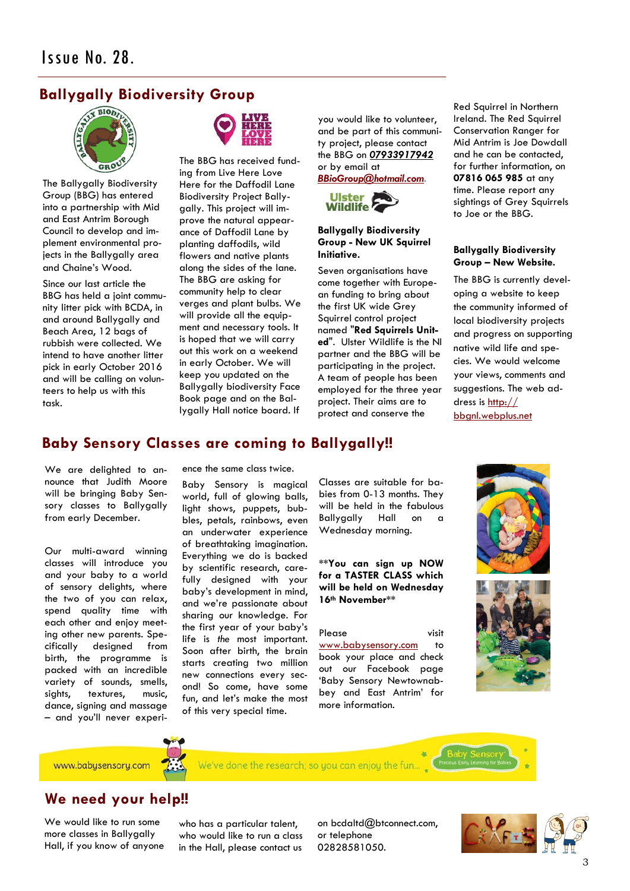# Issue No. 28.

## Ballygally Biodiversity Group

The Ballygally Biodiversity Group (BBG) has entered into a partnership with Mid and East Antrim Borough Council to develop and implement environmental projects in the Ballygally area and Chaine's Wood.

Since our last article the BBG has held a joint community litter pick with BCDA, in and around Ballygally and Beach Area, 12 bags of rubbish were collected. We intend to have another litter pick in early October 2016 and will be calling on volunteers to help us with this task.

The BBG has received funding from Live Here Love Here for the Daffodil Lane Biodiversity Project Ballygally. This project will improve the natural appearance of Daffodil Lane by planting daffodils, wild flowers and native plants along the sides of the lane. The BBG are asking for community help to clear verges and plant bulbs. We will provide all the equipment and necessary tools. It is hoped that we will carry out this work on a weekend in early October. We will keep you updated on the Ballygally biodiversity Face Book page and on the Ballygally Hall notice board. If you would like to volunteer, and be part of this community project, please contact the BBG on **07933917942** or by email at ***BBioGroup@hotmail.com***.

### Ballygally Biodiversity Group - New UK Squirrel Initiative.

Seven organisations have come together with European funding to bring about the first UK wide Grey Squirrel control project named **"Red Squirrels United"**. Ulster Wildlife is the NI partner and the BBG will be participating in the project. A team of people has been employed for the three year project. Their aims are to protect and conserve the Red Squirrel in Northern Ireland. The Red Squirrel Conservation Ranger for Mid Antrim is Joe Dowdall and he can be contacted, for further information, on **07816 065 985** at any time. Please report any sightings of Grey Squirrels to Joe or the BBG.

### Ballygally Biodiversity Group – New Website.

The BBG is currently developing a website to keep the community informed of local biodiversity projects and progress on supporting native wild life and species. We would welcome your views, comments and suggestions. The web address is http://bbgnl.webplus.net

## Baby Sensory Classes are coming to Ballygally!!

We are delighted to announce that Judith Moore will be bringing Baby Sensory classes to Ballygally from early December.

Our multi-award winning classes will introduce you and your baby to a world of sensory delights, where the two of you can relax, spend quality time with each other and enjoy meeting other new parents. Specifically designed from birth, the programme is packed with an incredible variety of sounds, smells, sights, textures, music, dance, signing and massage – and you'll never experience the same class twice.

Baby Sensory is magical world, full of glowing balls, light shows, puppets, bubbles, petals, rainbows, even an underwater experience of breathtaking imagination. Everything we do is backed by scientific research, carefully designed with your baby's development in mind, and we're passionate about sharing our knowledge. For the first year of your baby's life is *the* most important. Soon after birth, the brain starts creating two million new connections every second! So come, have some fun, and let's make the most of this very special time.

Classes are suitable for babies from 0-13 months. They will be held in the fabulous Ballygally Hall on a Wednesday morning.

****You can sign up NOW for a TASTER CLASS which will be held on Wednesday 16th November****

Please visit www.babysensory.com to book your place and check out our Facebook page 'Baby Sensory Newtownabbey and East Antrim' for more information.

www.babysensory.com We've done the research, so you can enjoy the fun... Baby Sensory Precious Early Learning for Babies

## We need your help!!

We would like to run some more classes in Ballygally Hall, if you know of anyone who has a particular talent, who would like to run a class in the Hall, please contact us on bcdaltd@btconnect.com, or telephone 02828581050.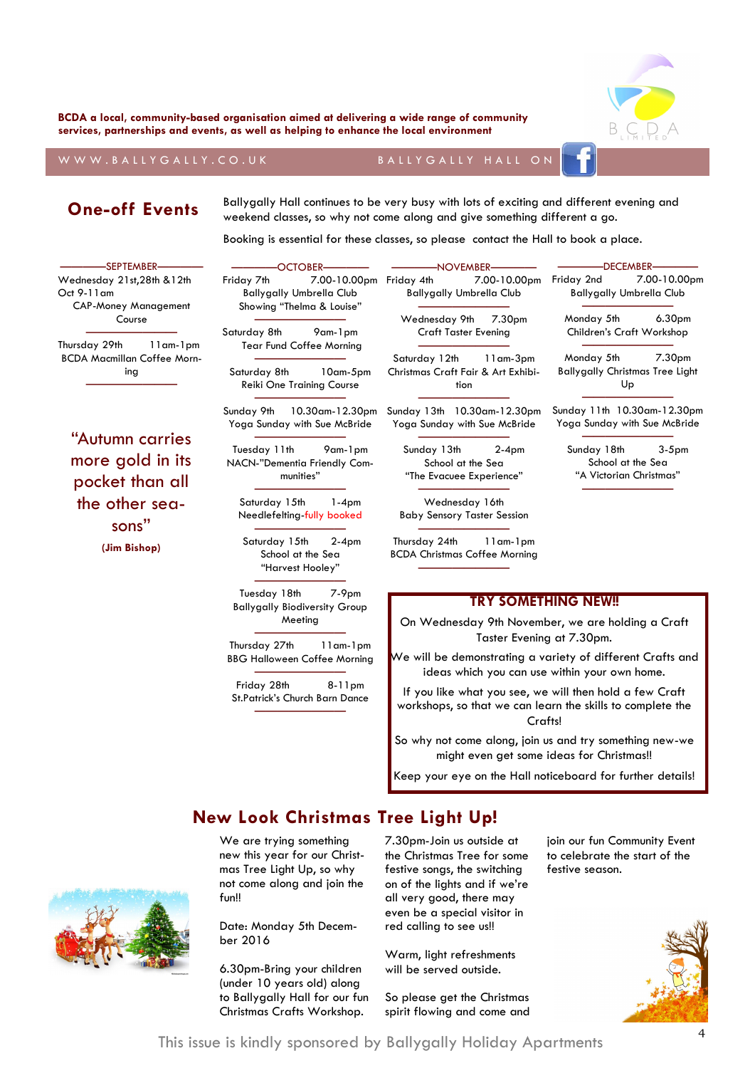**BCDA a local, community-based organisation aimed at delivering a wide range of community services, partnerships and events, as well as helping to enhance the local environment**

WWW.BALLYGALLY.CO.UK BALLYGALLY HALL ON

## One-off Events

Ballygally Hall continues to be very busy with lots of exciting and different evening and weekend classes, so why not come along and give something different a go.

Booking is essential for these classes, so please contact the Hall to book a place.

### SEPTEMBER

Wednesday 21st,28th &12th Oct 9-11am
CAP-Money Management Course

Thursday 29th 11am-1pm
BCDA Macmillan Coffee Morning

"Autumn carries more gold in its pocket than all the other seasons"
**(Jim Bishop)**

### OCTOBER

Friday 7th 7.00-10.00pm
Ballygally Umbrella Club
Showing "Thelma & Louise"

Saturday 8th 9am-1pm
Tear Fund Coffee Morning

Saturday 8th 10am-5pm
Reiki One Training Course

Sunday 9th 10.30am-12.30pm
Yoga Sunday with Sue McBride

Tuesday 11th 9am-1pm
NACN-"Dementia Friendly Communities"

Saturday 15th 1-4pm
Needlefelting-fully booked

Saturday 15th 2-4pm
School at the Sea
"Harvest Hooley"

Tuesday 18th 7-9pm
Ballygally Biodiversity Group Meeting

Thursday 27th 11am-1pm
BBG Halloween Coffee Morning

Friday 28th 8-11pm
St.Patrick's Church Barn Dance

### NOVEMBER

Friday 4th 7.00-10.00pm
Ballygally Umbrella Club

Wednesday 9th 7.30pm
Craft Taster Evening

Saturday 12th 11am-3pm
Christmas Craft Fair & Art Exhibition

Sunday 13th 10.30am-12.30pm
Yoga Sunday with Sue McBride

Sunday 13th 2-4pm
School at the Sea
"The Evacuee Experience"

Wednesday 16th
Baby Sensory Taster Session

Thursday 24th 11am-1pm
BCDA Christmas Coffee Morning

### DECEMBER

Friday 2nd 7.00-10.00pm
Ballygally Umbrella Club

Monday 5th 6.30pm
Children's Craft Workshop

Monday 5th 7.30pm
Ballygally Christmas Tree Light Up

Sunday 11th 10.30am-12.30pm
Yoga Sunday with Sue McBride

Sunday 18th 3-5pm
School at the Sea
"A Victorian Christmas"

### TRY SOMETHING NEW!!

On Wednesday 9th November, we are holding a Craft Taster Evening at 7.30pm.

We will be demonstrating a variety of different Crafts and ideas which you can use within your own home.

If you like what you see, we will then hold a few Craft workshops, so that we can learn the skills to complete the Crafts!

So why not come along, join us and try something new-we might even get some ideas for Christmas!!

Keep your eye on the Hall noticeboard for further details!

## New Look Christmas Tree Light Up!

We are trying something new this year for our Christmas Tree Light Up, so why not come along and join the fun!!

Date: Monday 5th December 2016

6.30pm-Bring your children (under 10 years old) along to Ballygally Hall for our fun Christmas Crafts Workshop.

7.30pm-Join us outside at the Christmas Tree for some festive songs, the switching on of the lights and if we're all very good, there may even be a special visitor in red calling to see us!!

Warm, light refreshments will be served outside.

So please get the Christmas spirit flowing and come and join our fun Community Event to celebrate the start of the festive season.

This issue is kindly sponsored by Ballygally Holiday Apartments